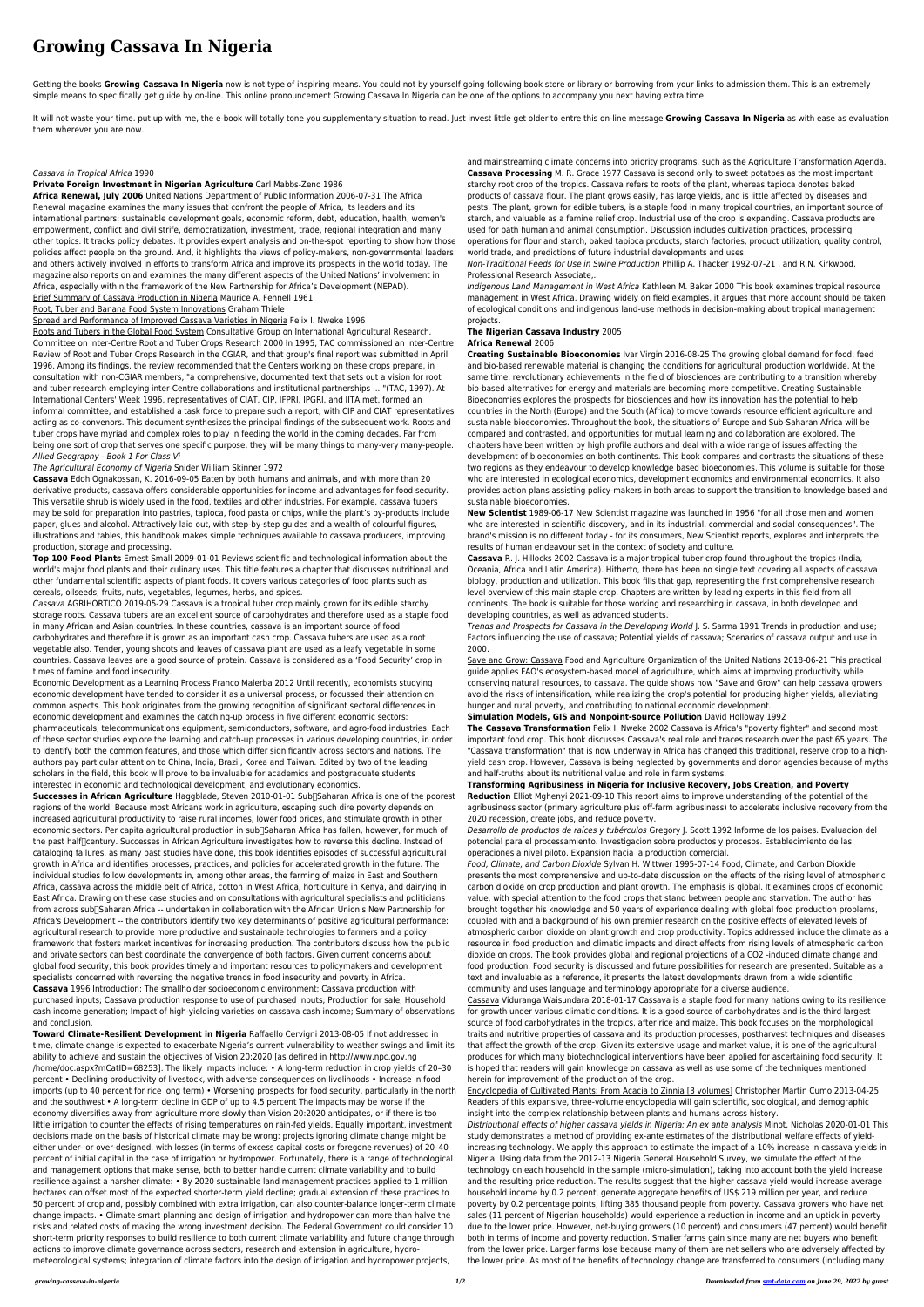# Growing Cassava In Nigeria

Getting the books **Growing Cassava In Nigeria** now is not type of inspiring means. You could not by yourself going following book store or library or borrowing from your links to admission them. This is an extremely simple means to specifically get guide by on-line. This online pronouncement Growing Cassava In Nigeria can be one of the options to accompany you next having extra time.

It will not waste your time. put up with me, the e-book will totally tone you supplementary situation to read. Just invest little get older to entre this on-line message **Growing Cassava In Nigeria** as with ease as evaluation them wherever you are now.

*Cassava in Tropical Africa* 1990

**Private Foreign Investment in Nigerian Agriculture** Carl Mabbs-Zeno 1986

**Africa Renewal, July 2006** United Nations Department of Public Information 2006-07-31 The Africa Renewal magazine examines the many issues that confront the people of Africa, its leaders and its international partners: sustainable development goals, economic reform, debt, education, health, women's empowerment, conflict and civil strife, democratization, investment, trade, regional integration and many other topics. It tracks policy debates. It provides expert analysis and on-the-spot reporting to show how those policies affect people on the ground. And, it highlights the views of policy-makers, non-governmental leaders and others actively involved in efforts to transform Africa and improve its prospects in the world today. The magazine also reports on and examines the many different aspects of the United Nations' involvement in Africa, especially within the framework of the New Partnership for Africa's Development (NEPAD).

Brief Summary of Cassava Production in Nigeria Maurice A. Fennell 1961

Root, Tuber and Banana Food System Innovations Graham Thiele

Spread and Performance of Improved Cassava Varieties in Nigeria Felix I. Nweke 1996

Roots and Tubers in the Global Food System Consultative Group on International Agricultural Research. Committee on Inter-Centre Root and Tuber Crops Research 2000 In 1995, TAC commissioned an Inter-Centre Review of Root and Tuber Crops Research in the CGIAR, and that group's final report was submitted in April 1996. Among its findings, the review recommended that the Centers working on these crops prepare, in consultation with non-CGIAR members, "a comprehensive, documented text that sets out a vision for root and tuber research employing inter-Centre collaborations and institutional partnerships ... "(TAC, 1997). At International Centers' Week 1996, representatives of CIAT, CIP, IFPRI, IPGRI, and IITA met, formed an informal committee, and established a task force to prepare such a report, with CIP and CIAT representatives acting as co-convenors. This document synthesizes the principal findings of the subsequent work. Roots and tuber crops have myriad and complex roles to play in feeding the world in the coming decades. Far from being one sort of crop that serves one specific purpose, they will be many things to many-very many-people.

*Allied Geography - Book 1 For Class Vi*

*The Agricultural Economy of Nigeria* Snider William Skinner 1972

**Cassava** Edoh Ognakossan, K. 2016-09-05 Eaten by both humans and animals, and with more than 20 derivative products, cassava offers considerable opportunities for income and advantages for food security. This versatile shrub is widely used in the food, textiles and other industries. For example, cassava tubers may be sold for preparation into pastries, tapioca, food pasta or chips, while the plant's by-products include paper, glues and alcohol. Attractively laid out, with step-by-step guides and a wealth of colourful figures, illustrations and tables, this handbook makes simple techniques available to cassava producers, improving production, storage and processing.

**Top 100 Food Plants** Ernest Small 2009-01-01 Reviews scientific and technological information about the world's major food plants and their culinary uses. This title features a chapter that discusses nutritional and other fundamental scientific aspects of plant foods. It covers various categories of food plants such as cereals, oilseeds, fruits, nuts, vegetables, legumes, herbs, and spices.

*Cassava* AGRIHORTICO 2019-05-29 Cassava is a tropical tuber crop mainly grown for its edible starchy storage roots. Cassava tubers are an excellent source of carbohydrates and therefore used as a staple food in many African and Asian countries. In these countries, cassava is an important source of food carbohydrates and therefore it is grown as an important cash crop. Cassava tubers are used as a root vegetable also. Tender, young shoots and leaves of cassava plant are used as a leafy vegetable in some countries. Cassava leaves are a good source of protein. Cassava is considered as a 'Food Security' crop in times of famine and food insecurity.

Economic Development as a Learning Process Franco Malerba 2012 Until recently, economists studying economic development have tended to consider it as a universal process, or focussed their attention on common aspects. This book originates from the growing recognition of significant sectoral differences in economic development and examines the catching-up process in five different economic sectors: pharmaceuticals, telecommunications equipment, semiconductors, software, and agro-food industries. Each of these sector studies explore the learning and catch-up processes in various developing countries, in order to identify both the common features, and those which differ significantly across sectors and nations. The authors pay particular attention to China, India, Brazil, Korea and Taiwan. Edited by two of the leading scholars in the field, this book will prove to be invaluable for academics and postgraduate students interested in economic and technological development, and evolutionary economics.

**Successes in African Agriculture** Haggblade, Steven 2010-01-01 Sub-Saharan Africa is one of the poorest regions of the world. Because most Africans work in agriculture, escaping such dire poverty depends on increased agricultural productivity to raise rural incomes, lower food prices, and stimulate growth in other economic sectors. Per capita agricultural production in sub-Saharan Africa has fallen, however, for much of the past half-century. Successes in African Agriculture investigates how to reverse this decline. Instead of cataloging failures, as many past studies have done, this book identifies episodes of successful agricultural growth in Africa and identifies processes, practices, and policies for accelerated growth in the future. The individual studies follow developments in, among other areas, the farming of maize in East and Southern Africa, cassava across the middle belt of Africa, cotton in West Africa, horticulture in Kenya, and dairying in East Africa. Drawing on these case studies and on consultations with agricultural specialists and politicians from across sub-Saharan Africa -- undertaken in collaboration with the African Union's New Partnership for Africa's Development -- the contributors identify two key determinants of positive agricultural performance: agricultural research to provide more productive and sustainable technologies to farmers and a policy framework that fosters market incentives for increasing production. The contributors discuss how the public and private sectors can best coordinate the convergence of both factors. Given current concerns about global food security, this book provides timely and important resources to policymakers and development specialists concerned with reversing the negative trends in food insecurity and poverty in Africa.

**Cassava** 1996 Introduction; The smallholder socioeconomic environment; Cassava production with purchased inputs; Cassava production response to use of purchased inputs; Production for sale; Household cash income generation; Impact of high-yielding varieties on cassava cash income; Summary of observations and conclusion.

**Toward Climate-Resilient Development in Nigeria** Raffaello Cervigni 2013-08-05 If not addressed in time, climate change is expected to exacerbate Nigeria's current vulnerability to weather swings and limit its ability to achieve and sustain the objectives of Vision 20:2020 [as defined in http://www.npc.gov.ng /home/doc.aspx?mCatID=68253]. The likely impacts include: • A long-term reduction in crop yields of 20–30 percent • Declining productivity of livestock, with adverse consequences on livelihoods • Increase in food imports (up to 40 percent for rice long term) • Worsening prospects for food security, particularly in the north and the southwest • A long-term decline in GDP of up to 4.5 percent The impacts may be worse if the economy diversifies away from agriculture more slowly than Vision 20:2020 anticipates, or if there is too little irrigation to counter the effects of rising temperatures on rain-fed yields. Equally important, investment decisions made on the basis of historical climate may be wrong: projects ignoring climate change might be either under- or over-designed, with losses (in terms of excess capital costs or foregone revenues) of 20–40 percent of initial capital in the case of irrigation or hydropower. Fortunately, there is a range of technological and management options that make sense, both to better handle current climate variability and to build resilience against a harsher climate: • By 2020 sustainable land management practices applied to 1 million hectares can offset most of the expected shorter-term yield decline; gradual extension of these practices to 50 percent of cropland, possibly combined with extra irrigation, can also counter-balance longer-term climate change impacts. • Climate-smart planning and design of irrigation and hydropower can more than halve the risks and related costs of making the wrong investment decision. The Federal Government could consider 10 short-term priority responses to build resilience to both current climate variability and future change through actions to improve climate governance across sectors, research and extension in agriculture, hydro-meteorological systems; integration of climate factors into the design of irrigation and hydropower projects, and mainstreaming climate concerns into priority programs, such as the Agriculture Transformation Agenda.

**Cassava Processing** M. R. Grace 1977 Cassava is second only to sweet potatoes as the most important starchy root crop of the tropics. Cassava refers to roots of the plant, whereas tapioca denotes baked products of cassava flour. The plant grows easily, has large yields, and is little affected by diseases and pests. The plant, grown for edible tubers, is a staple food in many tropical countries, an important source of starch, and valuable as a famine relief crop. Industrial use of the crop is expanding. Cassava products are used for bath human and animal consumption. Discussion includes cultivation practices, processing operations for flour and starch, baked tapioca products, starch factories, product utilization, quality control, world trade, and predictions of future industrial developments and uses.

*Non-Traditional Feeds for Use in Swine Production* Phillip A. Thacker 1992-07-21 , and R.N. Kirkwood, Professional Research Associate,.

*Indigenous Land Management in West Africa* Kathleen M. Baker 2000 This book examines tropical resource management in West Africa. Drawing widely on field examples, it argues that more account should be taken of ecological conditions and indigenous land-use methods in decision-making about tropical management projects.

**The Nigerian Cassava Industry** 2005

**Africa Renewal** 2006

**Creating Sustainable Bioeconomies** Ivar Virgin 2016-08-25 The growing global demand for food, feed and bio-based renewable material is changing the conditions for agricultural production worldwide. At the same time, revolutionary achievements in the field of biosciences are contributing to a transition whereby bio-based alternatives for energy and materials are becoming more competitive. Creating Sustainable Bioeconomies explores the prospects for biosciences and how its innovation has the potential to help countries in the North (Europe) and the South (Africa) to move towards resource efficient agriculture and sustainable bioeconomies. Throughout the book, the situations of Europe and Sub-Saharan Africa will be compared and contrasted, and opportunities for mutual learning and collaboration are explored. The chapters have been written by high profile authors and deal with a wide range of issues affecting the development of bioeconomies on both continents. This book compares and contrasts the situations of these two regions as they endeavour to develop knowledge based bioeconomies. This volume is suitable for those who are interested in ecological economics, development economics and environmental economics. It also provides action plans assisting policy-makers in both areas to support the transition to knowledge based and sustainable bioeconomies.

**New Scientist** 1989-06-17 New Scientist magazine was launched in 1956 "for all those men and women who are interested in scientific discovery, and in its industrial, commercial and social consequences". The brand's mission is no different today - for its consumers, New Scientist reports, explores and interprets the results of human endeavour set in the context of society and culture.

**Cassava** R. J. Hillocks 2002 Cassava is a major tropical tuber crop found throughout the tropics (India, Oceania, Africa and Latin America). Hitherto, there has been no single text covering all aspects of cassava biology, production and utilization. This book fills that gap, representing the first comprehensive research level overview of this main staple crop. Chapters are written by leading experts in this field from all continents. The book is suitable for those working and researching in cassava, in both developed and developing countries, as well as advanced students.

*Trends and Prospects for Cassava in the Developing World* J. S. Sarma 1991 Trends in production and use; Factors influencing the use of cassava; Potential yields of cassava; Scenarios of cassava output and use in 2000.

Save and Grow: Cassava Food and Agriculture Organization of the United Nations 2018-06-21 This practical guide applies FAO's ecosystem-based model of agriculture, which aims at improving productivity while conserving natural resources, to cassava. The guide shows how "Save and Grow" can help cassava growers avoid the risks of intensification, while realizing the crop's potential for producing higher yields, alleviating hunger and rural poverty, and contributing to national economic development.

**Simulation Models, GIS and Nonpoint-source Pollution** David Holloway 1992

**The Cassava Transformation** Felix I. Nweke 2002 Cassava is Africa's "poverty fighter" and second most important food crop. This book discusses Cassava's real role and traces research over the past 65 years. The "Cassava transformation" that is now underway in Africa has changed this traditional, reserve crop to a high-yield cash crop. However, Cassava is being neglected by governments and donor agencies because of myths and half-truths about its nutritional value and role in farm systems.

**Transforming Agribusiness in Nigeria for Inclusive Recovery, Jobs Creation, and Poverty Reduction** Elliot Mghenyi 2021-09-10 This report aims to improve understanding of the potential of the agribusiness sector (primary agriculture plus off-farm agribusiness) to accelerate inclusive recovery from the 2020 recession, create jobs, and reduce poverty.

*Desarrollo de productos de raíces y tubérculos* Gregory J. Scott 1992 Informe de los paises. Evaluacion del potencial para el processamiento. Investigacion sobre productos y procesos. Establecimiento de las operaciones a nivel piloto. Expansion hacia la produccion comercial.

*Food, Climate, and Carbon Dioxide* Sylvan H. Wittwer 1995-07-14 Food, Climate, and Carbon Dioxide presents the most comprehensive and up-to-date discussion on the effects of the rising level of atmospheric carbon dioxide on crop production and plant growth. The emphasis is global. It examines crops of economic value, with special attention to the food crops that stand between people and starvation. The author has brought together his knowledge and 50 years of experience dealing with global food production problems, coupled with and a background of his own premier research on the positive effects of elevated levels of atmospheric carbon dioxide on plant growth and crop productivity. Topics addressed include the climate as a resource in food production and climatic impacts and direct effects from rising levels of atmospheric carbon dioxide on crops. The book provides global and regional projections of a CO2 -induced climate change and food production. Food security is discussed and future possibilities for research are presented. Suitable as a text and invaluable as a reference, it presents the latest developments drawn from a wide scientific community and uses language and terminology appropriate for a diverse audience.

Cassava Viduranga Waisundara 2018-01-17 Cassava is a staple food for many nations owing to its resilience for growth under various climatic conditions. It is a good source of carbohydrates and is the third largest source of food carbohydrates in the tropics, after rice and maize. This book focuses on the morphological traits and nutritive properties of cassava and its production processes, postharvest techniques and diseases that affect the growth of the crop. Given its extensive usage and market value, it is one of the agricultural produces for which many biotechnological interventions have been applied for ascertaining food security. It is hoped that readers will gain knowledge on cassava as well as use some of the techniques mentioned herein for improvement of the production of the crop.

Encyclopedia of Cultivated Plants: From Acacia to Zinnia [3 volumes] Christopher Martin Cumo 2013-04-25 Readers of this expansive, three-volume encyclopedia will gain scientific, sociological, and demographic insight into the complex relationship between plants and humans across history.

*Distributional effects of higher cassava yields in Nigeria: An ex ante analysis* Minot, Nicholas 2020-01-01 This study demonstrates a method of providing ex-ante estimates of the distributional welfare effects of yield-increasing technology. We apply this approach to estimate the impact of a 10% increase in cassava yields in Nigeria. Using data from the 2012-13 Nigeria General Household Survey, we simulate the effect of the technology on each household in the sample (micro-simulation), taking into account both the yield increase and the resulting price reduction. The results suggest that the higher cassava yield would increase average household income by 0.2 percent, generate aggregate benefits of US$ 219 million per year, and reduce poverty by 0.2 percentage points, lifting 385 thousand people from poverty. Cassava growers who have net sales (11 percent of Nigerian households) would experience a reduction in income and an uptick in poverty due to the lower price. However, net-buying growers (10 percent) and consumers (47 percent) would benefit both in terms of income and poverty reduction. Smaller farms gain since many are net buyers who benefit from the lower price. Larger farms lose because many of them are net sellers who are adversely affected by the lower price. As most of the benefits of technology change are transferred to consumers (including many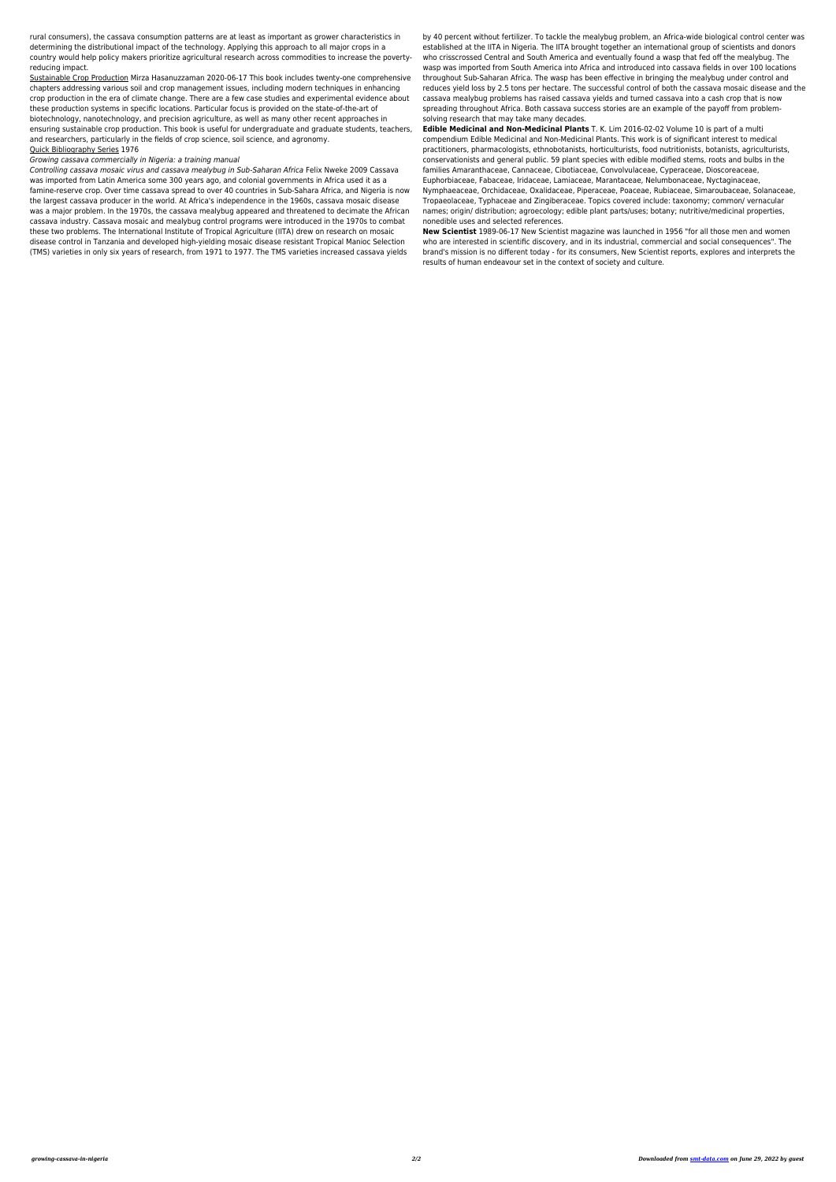rural consumers), the cassava consumption patterns are at least as important as grower characteristics in determining the distributional impact of the technology. Applying this approach to all major crops in a country would help policy makers prioritize agricultural research across commodities to increase the poverty-reducing impact.

Sustainable Crop Production Mirza Hasanuzzaman 2020-06-17 This book includes twenty-one comprehensive chapters addressing various soil and crop management issues, including modern techniques in enhancing crop production in the era of climate change. There are a few case studies and experimental evidence about these production systems in specific locations. Particular focus is provided on the state-of-the-art of biotechnology, nanotechnology, and precision agriculture, as well as many other recent approaches in ensuring sustainable crop production. This book is useful for undergraduate and graduate students, teachers, and researchers, particularly in the fields of crop science, soil science, and agronomy.

Quick Bibliography Series 1976

*Growing cassava commercially in Nigeria: a training manual*

*Controlling cassava mosaic virus and cassava mealybug in Sub-Saharan Africa* Felix Nweke 2009 Cassava was imported from Latin America some 300 years ago, and colonial governments in Africa used it as a famine-reserve crop. Over time cassava spread to over 40 countries in Sub-Sahara Africa, and Nigeria is now the largest cassava producer in the world. At Africa's independence in the 1960s, cassava mosaic disease was a major problem. In the 1970s, the cassava mealybug appeared and threatened to decimate the African cassava industry. Cassava mosaic and mealybug control programs were introduced in the 1970s to combat these two problems. The International Institute of Tropical Agriculture (IITA) drew on research on mosaic disease control in Tanzania and developed high-yielding mosaic disease resistant Tropical Manioc Selection (TMS) varieties in only six years of research, from 1971 to 1977. The TMS varieties increased cassava yields by 40 percent without fertilizer. To tackle the mealybug problem, an Africa-wide biological control center was established at the IITA in Nigeria. The IITA brought together an international group of scientists and donors who crisscrossed Central and South America and eventually found a wasp that fed off the mealybug. The wasp was imported from South America into Africa and introduced into cassava fields in over 100 locations throughout Sub-Saharan Africa. The wasp has been effective in bringing the mealybug under control and reduces yield loss by 2.5 tons per hectare. The successful control of both the cassava mosaic disease and the cassava mealybug problems has raised cassava yields and turned cassava into a cash crop that is now spreading throughout Africa. Both cassava success stories are an example of the payoff from problem-solving research that may take many decades.

**Edible Medicinal and Non-Medicinal Plants** T. K. Lim 2016-02-02 Volume 10 is part of a multi compendium Edible Medicinal and Non-Medicinal Plants. This work is of significant interest to medical practitioners, pharmacologists, ethnobotanists, horticulturists, food nutritionists, botanists, agriculturists, conservationists and general public. 59 plant species with edible modified stems, roots and bulbs in the families Amaranthaceae, Cannaceae, Cibotiaceae, Convolvulaceae, Cyperaceae, Dioscoreaceae, Euphorbiaceae, Fabaceae, Iridaceae, Lamiaceae, Marantaceae, Nelumbonaceae, Nyctaginaceae, Nymphaeaceae, Orchidaceae, Oxalidaceae, Piperaceae, Poaceae, Rubiaceae, Simaroubaceae, Solanaceae, Tropaeolaceae, Typhaceae and Zingiberaceae. Topics covered include: taxonomy; common/ vernacular names; origin/ distribution; agroecology; edible plant parts/uses; botany; nutritive/medicinal properties, nonedible uses and selected references.

**New Scientist** 1989-06-17 New Scientist magazine was launched in 1956 "for all those men and women who are interested in scientific discovery, and in its industrial, commercial and social consequences". The brand's mission is no different today - for its consumers, New Scientist reports, explores and interprets the results of human endeavour set in the context of society and culture.